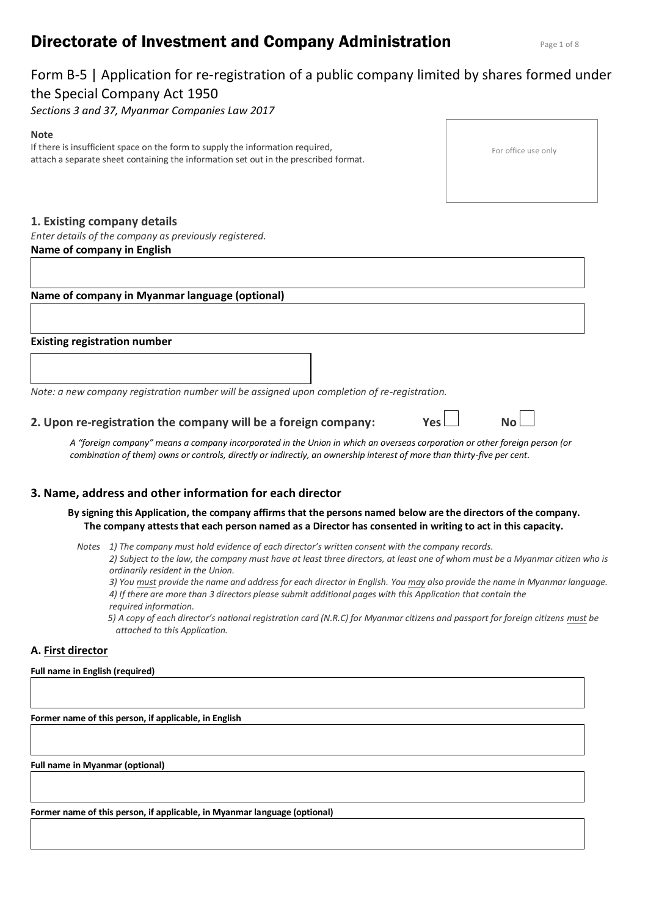# Directorate of Investment and Company Administration

## Form B-5 | Application for re-registration of a public company limited by shares formed under the Special Company Act 1950

*Sections 3 and 37, Myanmar Companies Law 2017*

**Note**
If there is insufficient space on the form to supply the information required, attach a separate sheet containing the information set out in the prescribed format.

For office use only

### 1. Existing company details

*Enter details of the company as previously registered.*

**Name of company in English**

**Name of company in Myanmar language (optional)**

**Existing registration number**

*Note: a new company registration number will be assigned upon completion of re-registration.*

### 2. Upon re-registration the company will be a foreign company: Yes ☐ No ☐

*A "foreign company" means a company incorporated in the Union in which an overseas corporation or other foreign person (or combination of them) owns or controls, directly or indirectly, an ownership interest of more than thirty-five per cent.*

### 3. Name, address and other information for each director

**By signing this Application, the company affirms that the persons named below are the directors of the company. The company attests that each person named as a Director has consented in writing to act in this capacity.**

*Notes*
1) *The company must hold evidence of each director's written consent with the company records.*
2) *Subject to the law, the company must have at least three directors, at least one of whom must be a Myanmar citizen who is ordinarily resident in the Union.*
3) *You must provide the name and address for each director in English. You may also provide the name in Myanmar language.*
4) *If there are more than 3 directors please submit additional pages with this Application that contain the required information.*
5) *A copy of each director's national registration card (N.R.C) for Myanmar citizens and passport for foreign citizens must be attached to this Application.*

### A. First director

**Full name in English (required)**

**Former name of this person, if applicable, in English**

**Full name in Myanmar (optional)**

**Former name of this person, if applicable, in Myanmar language (optional)**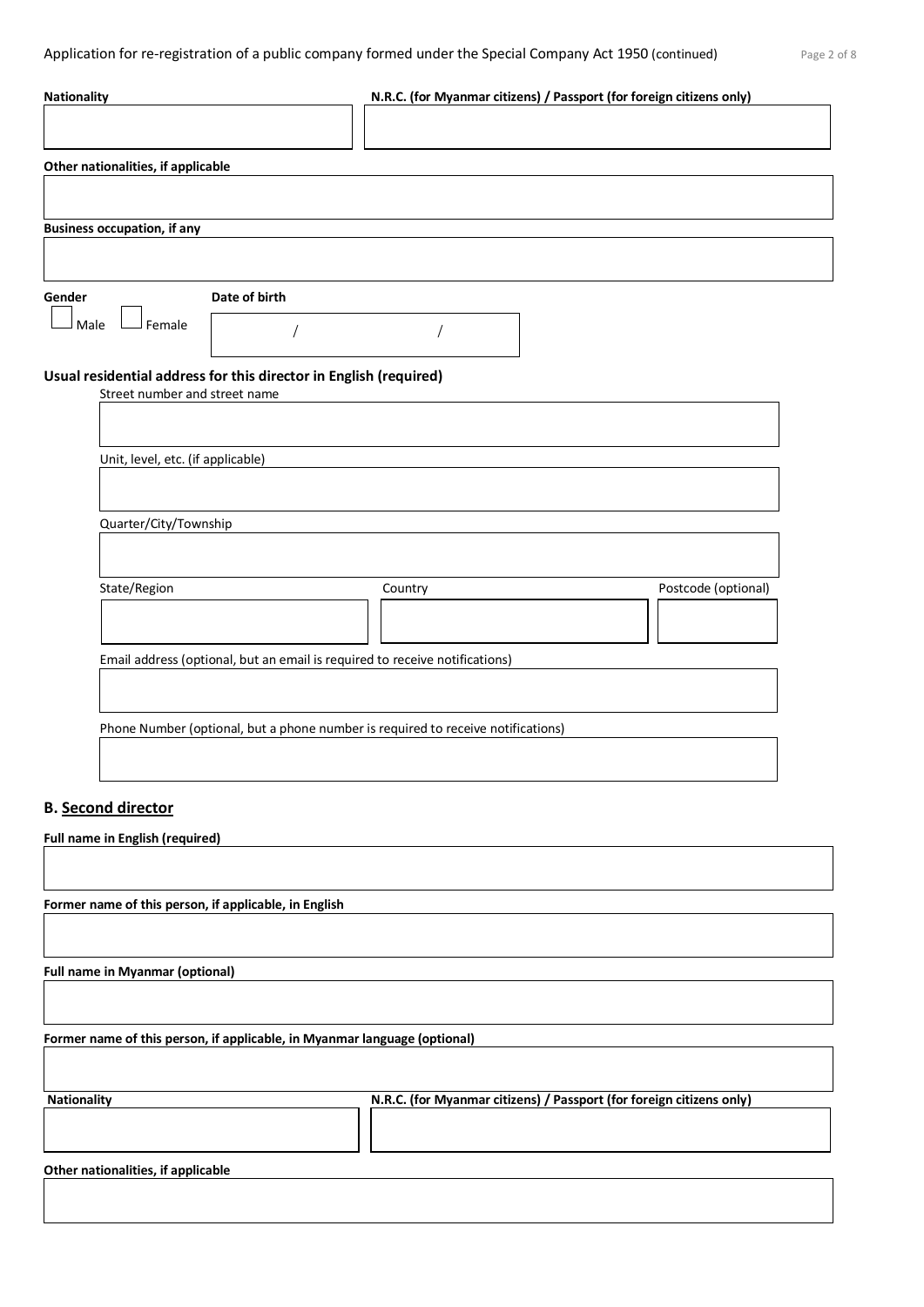**Nationality**

**N.R.C. (for Myanmar citizens) / Passport (for foreign citizens only)**

**Other nationalities, if applicable**

**Business occupation, if any**

**Gender**

☐ Male ☐ Female

**Date of birth**

/ /

**Usual residential address for this director in English (required)**

Street number and street name

Unit, level, etc. (if applicable)

Quarter/City/Township

State/Region

Country

Postcode (optional)

Email address (optional, but an email is required to receive notifications)

Phone Number (optional, but a phone number is required to receive notifications)

## B. Second director

**Full name in English (required)**

**Former name of this person, if applicable, in English**

**Full name in Myanmar (optional)**

**Former name of this person, if applicable, in Myanmar language (optional)**

**Nationality**

**N.R.C. (for Myanmar citizens) / Passport (for foreign citizens only)**

**Other nationalities, if applicable**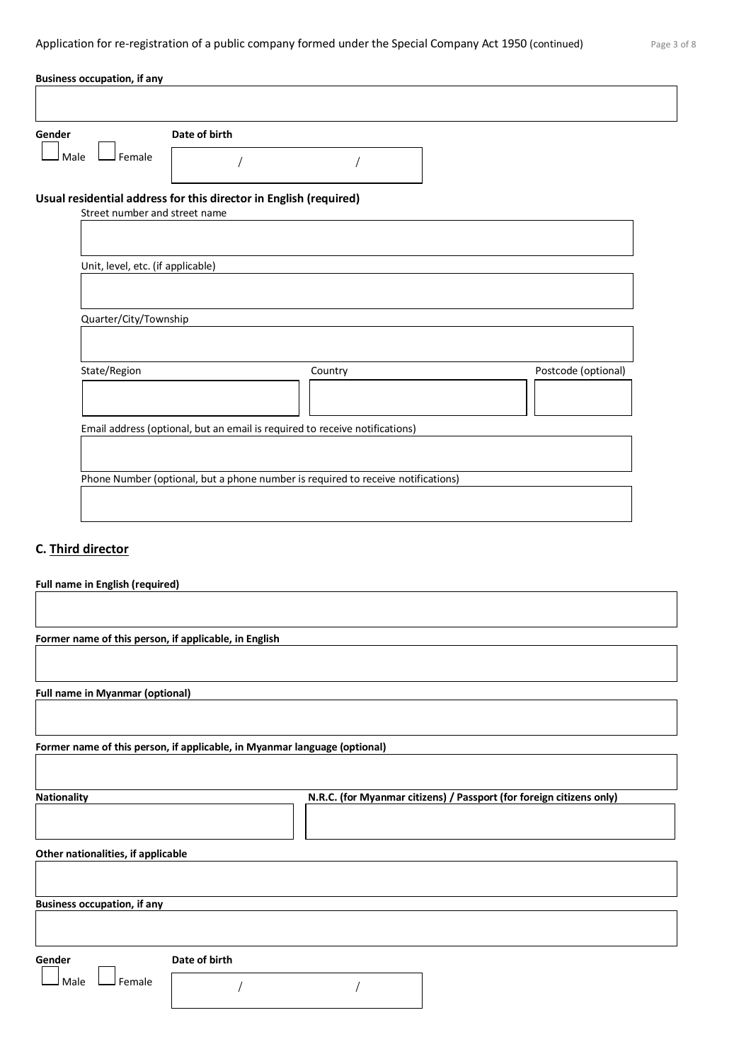**Business occupation, if any**

**Gender**

☐ Male ☐ Female

**Date of birth**

/ /

**Usual residential address for this director in English (required)**

Street number and street name

Unit, level, etc. (if applicable)

Quarter/City/Township

State/Region

Country

Postcode (optional)

Email address (optional, but an email is required to receive notifications)

Phone Number (optional, but a phone number is required to receive notifications)

## C. Third director

**Full name in English (required)**

**Former name of this person, if applicable, in English**

**Full name in Myanmar (optional)**

**Former name of this person, if applicable, in Myanmar language (optional)**

**Nationality**

**N.R.C. (for Myanmar citizens) / Passport (for foreign citizens only)**

**Other nationalities, if applicable**

**Business occupation, if any**

**Gender**

☐ Male ☐ Female

**Date of birth**

/ /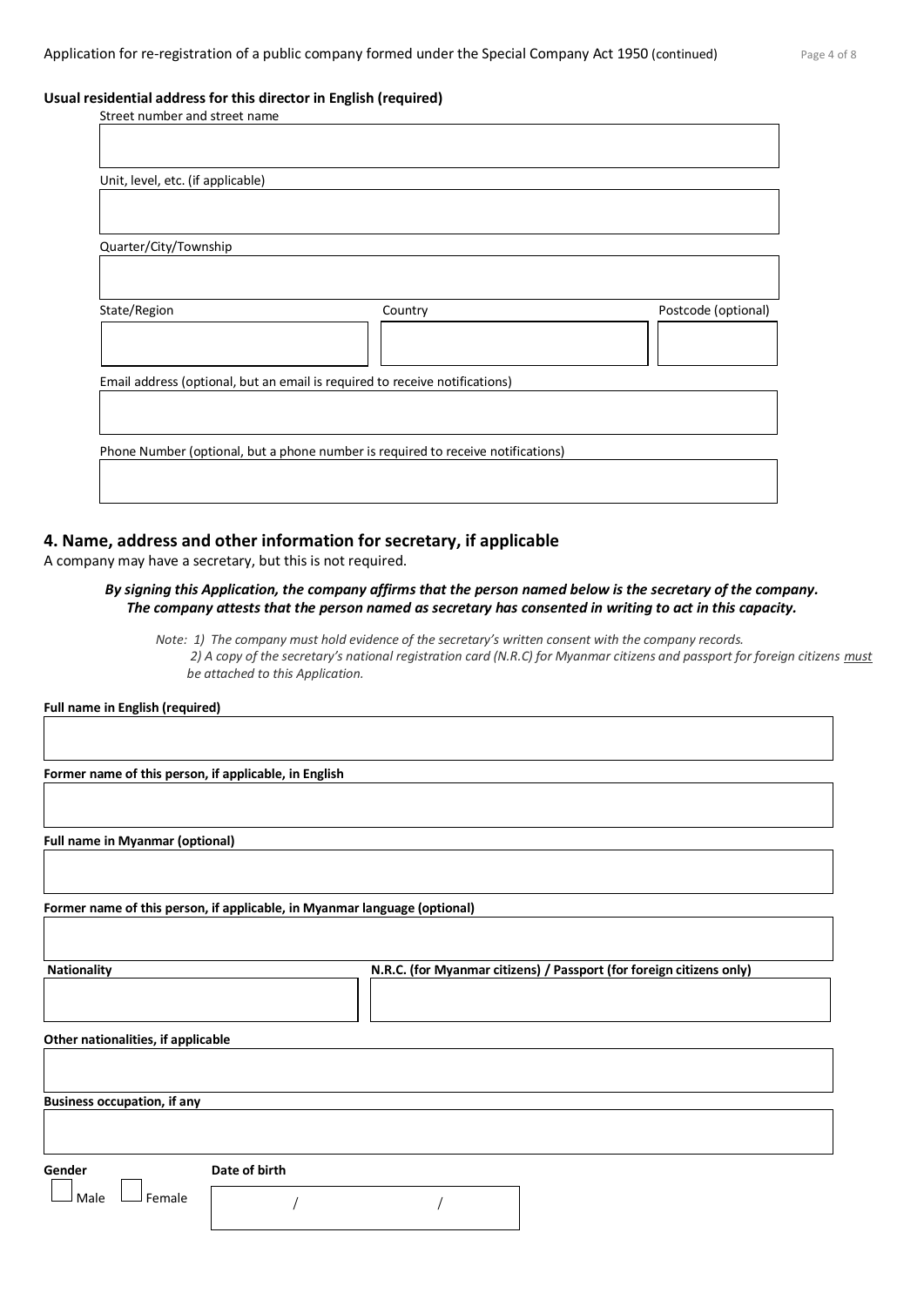**Usual residential address for this director in English (required)**

Street number and street name

Unit, level, etc. (if applicable)

Quarter/City/Township

State/Region

Country

Postcode (optional)

Email address (optional, but an email is required to receive notifications)

Phone Number (optional, but a phone number is required to receive notifications)

## 4. Name, address and other information for secretary, if applicable

A company may have a secretary, but this is not required.

***By signing this Application, the company affirms that the person named below is the secretary of the company. The company attests that the person named as secretary has consented in writing to act in this capacity.***

*Note: 1) The company must hold evidence of the secretary's written consent with the company records.*
*2) A copy of the secretary's national registration card (N.R.C) for Myanmar citizens and passport for foreign citizens must be attached to this Application.*

**Full name in English (required)**

**Former name of this person, if applicable, in English**

**Full name in Myanmar (optional)**

**Former name of this person, if applicable, in Myanmar language (optional)**

**Nationality**

**N.R.C. (for Myanmar citizens) / Passport (for foreign citizens only)**

**Other nationalities, if applicable**

**Business occupation, if any**

**Gender**

☐ Male ☐ Female

**Date of birth**

/ /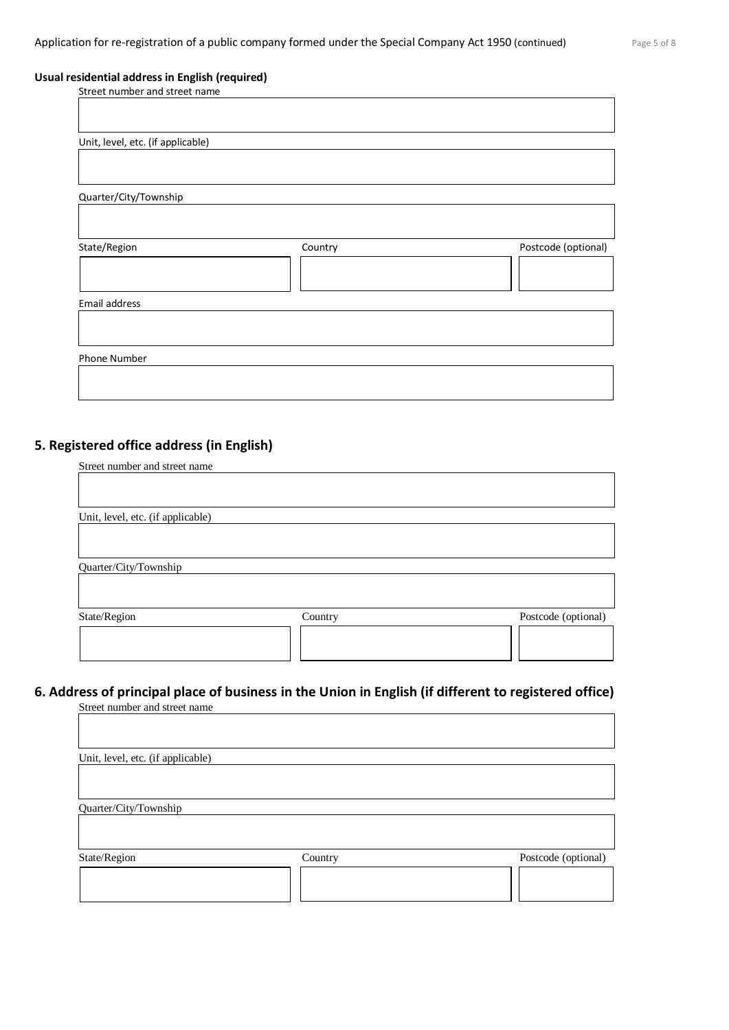**Usual residential address in English (required)**

Street number and street name

Unit, level, etc. (if applicable)

Quarter/City/Township

| State/Region | Country | Postcode (optional) |
|---|---|---|
| | | |

Email address

Phone Number

## 5. Registered office address (in English)

Street number and street name

Unit, level, etc. (if applicable)

Quarter/City/Township

| State/Region | Country | Postcode (optional) |
|---|---|---|
| | | |

## 6. Address of principal place of business in the Union in English (if different to registered office)

Street number and street name

Unit, level, etc. (if applicable)

Quarter/City/Township

| State/Region | Country | Postcode (optional) |
|---|---|---|
| | | |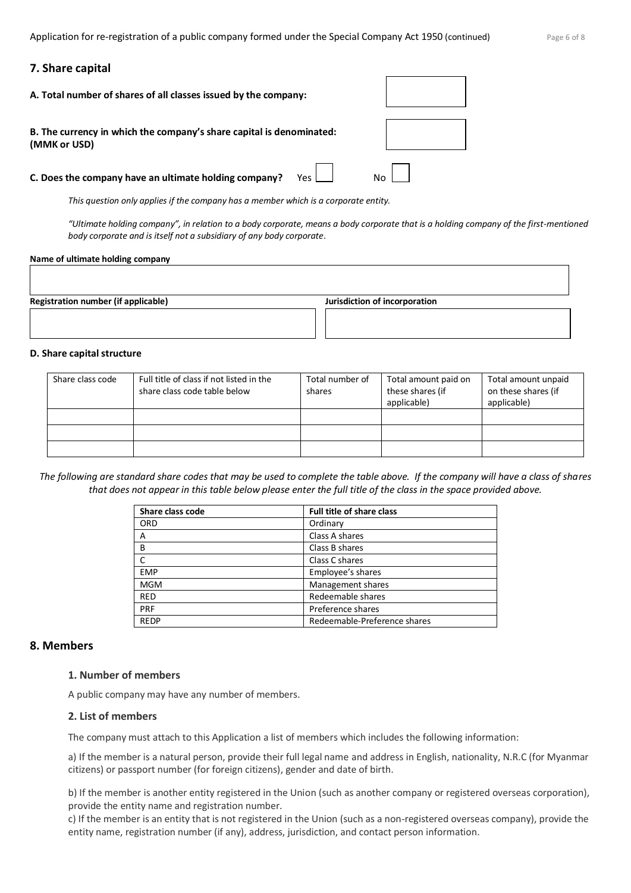## 7. Share capital

**A. Total number of shares of all classes issued by the company:**

**B. The currency in which the company's share capital is denominated: (MMK or USD)**

**C. Does the company have an ultimate holding company?** Yes ☐ No ☐

*This question only applies if the company has a member which is a corporate entity.*

*"Ultimate holding company", in relation to a body corporate, means a body corporate that is a holding company of the first-mentioned body corporate and is itself not a subsidiary of any body corporate.*

**Name of ultimate holding company**

**Registration number (if applicable)**

**Jurisdiction of incorporation**

**D. Share capital structure**

| Share class code | Full title of class if not listed in the share class code table below | Total number of shares | Total amount paid on these shares (if applicable) | Total amount unpaid on these shares (if applicable) |
|---|---|---|---|---|
| | | | | |
| | | | | |
| | | | | |

*The following are standard share codes that may be used to complete the table above. If the company will have a class of shares that does not appear in this table below please enter the full title of the class in the space provided above.*

| Share class code | Full title of share class |
|---|---|
| ORD | Ordinary |
| A | Class A shares |
| B | Class B shares |
| C | Class C shares |
| EMP | Employee's shares |
| MGM | Management shares |
| RED | Redeemable shares |
| PRF | Preference shares |
| REDP | Redeemable-Preference shares |

## 8. Members

### 1. Number of members

A public company may have any number of members.

### 2. List of members

The company must attach to this Application a list of members which includes the following information:

a) If the member is a natural person, provide their full legal name and address in English, nationality, N.R.C (for Myanmar citizens) or passport number (for foreign citizens), gender and date of birth.

b) If the member is another entity registered in the Union (such as another company or registered overseas corporation), provide the entity name and registration number.

c) If the member is an entity that is not registered in the Union (such as a non-registered overseas company), provide the entity name, registration number (if any), address, jurisdiction, and contact person information.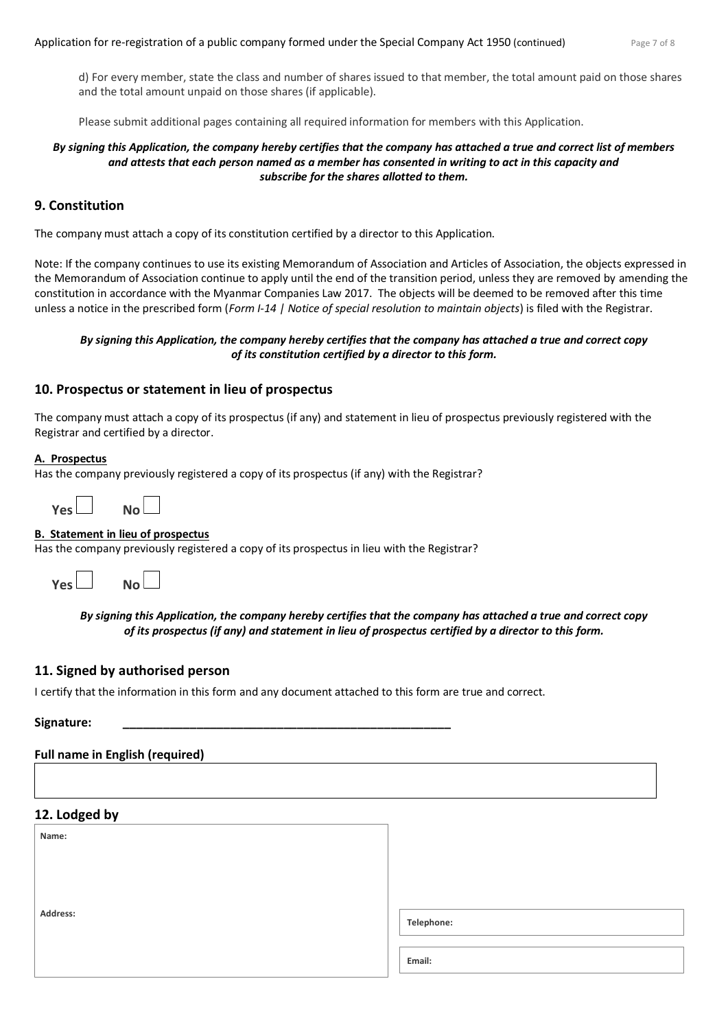d) For every member, state the class and number of shares issued to that member, the total amount paid on those shares and the total amount unpaid on those shares (if applicable).

Please submit additional pages containing all required information for members with this Application.

***By signing this Application, the company hereby certifies that the company has attached a true and correct list of members and attests that each person named as a member has consented in writing to act in this capacity and subscribe for the shares allotted to them.***

## 9. Constitution

The company must attach a copy of its constitution certified by a director to this Application.

Note: If the company continues to use its existing Memorandum of Association and Articles of Association, the objects expressed in the Memorandum of Association continue to apply until the end of the transition period, unless they are removed by amending the constitution in accordance with the Myanmar Companies Law 2017. The objects will be deemed to be removed after this time unless a notice in the prescribed form (*Form I-14 | Notice of special resolution to maintain objects*) is filed with the Registrar.

***By signing this Application, the company hereby certifies that the company has attached a true and correct copy of its constitution certified by a director to this form.***

## 10. Prospectus or statement in lieu of prospectus

The company must attach a copy of its prospectus (if any) and statement in lieu of prospectus previously registered with the Registrar and certified by a director.

**A. Prospectus**

Has the company previously registered a copy of its prospectus (if any) with the Registrar?

**Yes** ☐ **No** ☐

**B. Statement in lieu of prospectus**

Has the company previously registered a copy of its prospectus in lieu with the Registrar?

**Yes** ☐ **No** ☐

***By signing this Application, the company hereby certifies that the company has attached a true and correct copy of its prospectus (if any) and statement in lieu of prospectus certified by a director to this form.***

## 11. Signed by authorised person

I certify that the information in this form and any document attached to this form are true and correct.

**Signature:** ____________________________________________

**Full name in English (required)**

| |
|---|
| |

## 12. Lodged by

| | |
|---|---|
| **Name:** | |
| **Address:** | **Telephone:** |
| | **Email:** |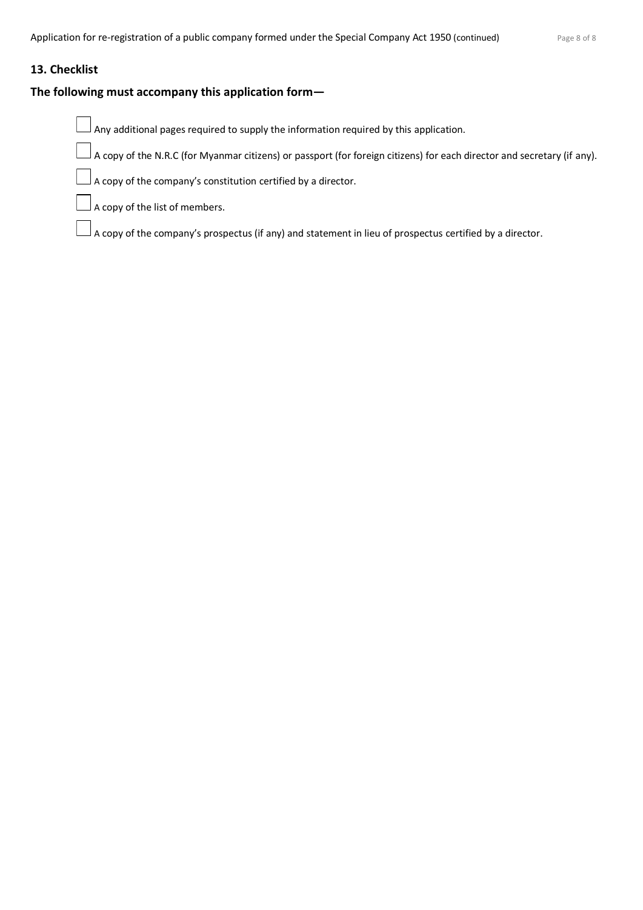## 13. Checklist

### The following must accompany this application form—

- ☐ Any additional pages required to supply the information required by this application.
- ☐ A copy of the N.R.C (for Myanmar citizens) or passport (for foreign citizens) for each director and secretary (if any).
- ☐ A copy of the company's constitution certified by a director.
- ☐ A copy of the list of members.
- ☐ A copy of the company's prospectus (if any) and statement in lieu of prospectus certified by a director.